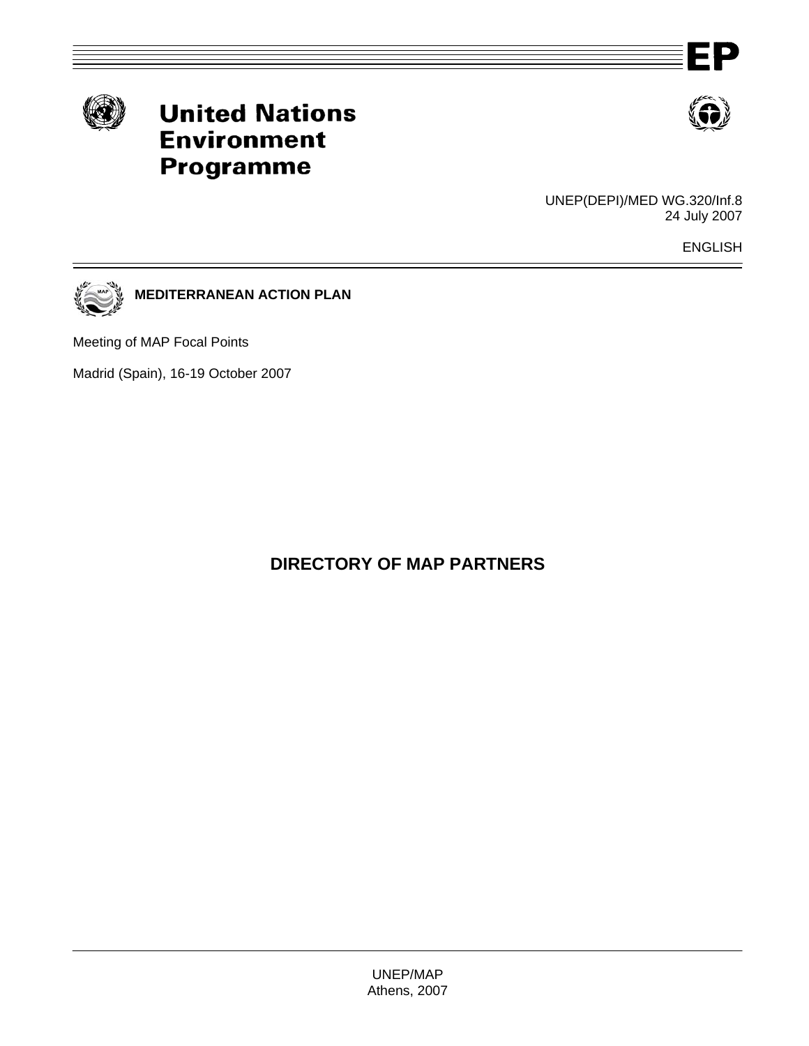EP

# United Nations Environment Programme

UNEP(DEPI)/MED WG.320/Inf.8
24 July 2007

ENGLISH

**MEDITERRANEAN ACTION PLAN**

Meeting of MAP Focal Points

Madrid (Spain), 16-19 October 2007

## DIRECTORY OF MAP PARTNERS

UNEP/MAP
Athens, 2007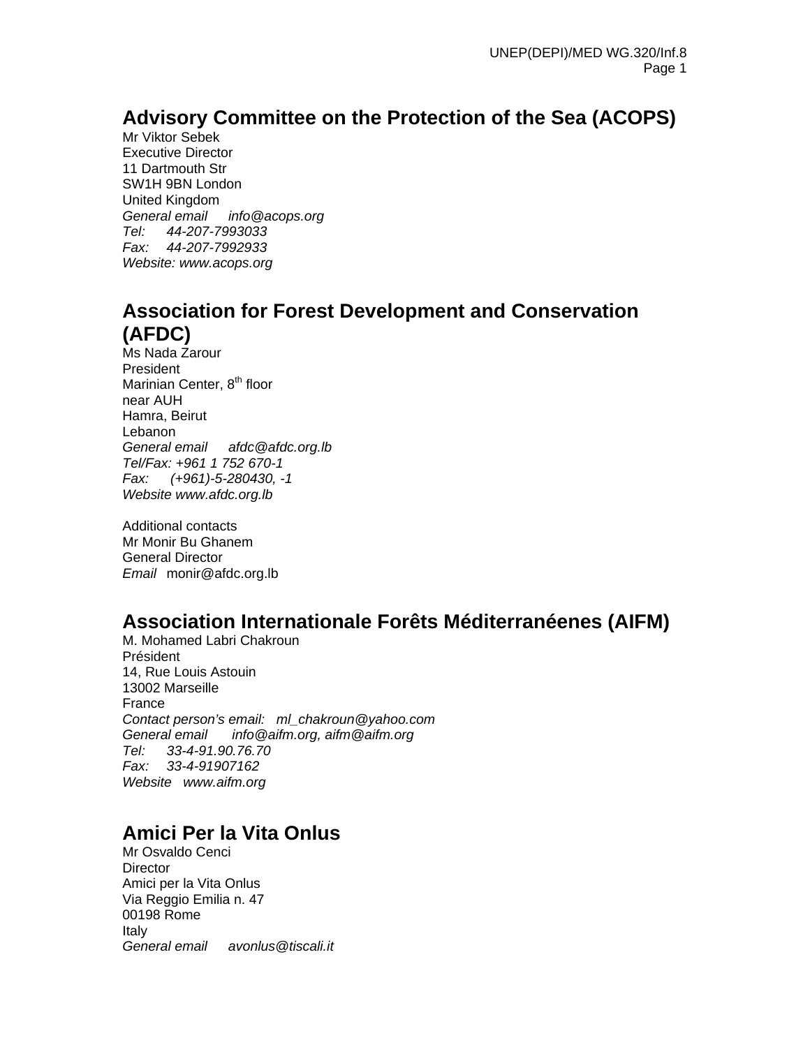## Advisory Committee on the Protection of the Sea (ACOPS)

Mr Viktor Sebek
Executive Director
11 Dartmouth Str
SW1H 9BN London
United Kingdom
*General email info@acops.org*
*Tel: 44-207-7993033*
*Fax: 44-207-7992933*
*Website: www.acops.org*

## Association for Forest Development and Conservation (AFDC)

Ms Nada Zarour
President
Marinian Center, 8th floor
near AUH
Hamra, Beirut
Lebanon
*General email afdc@afdc.org.lb*
*Tel/Fax: +961 1 752 670-1*
*Fax: (+961)-5-280430, -1*
*Website www.afdc.org.lb*

Additional contacts
Mr Monir Bu Ghanem
General Director
*Email* monir@afdc.org.lb

## Association Internationale Forêts Méditerranéenes (AIFM)

M. Mohamed Labri Chakroun
Président
14, Rue Louis Astouin
13002 Marseille
France
*Contact person's email: ml_chakroun@yahoo.com*
*General email info@aifm.org, aifm@aifm.org*
*Tel: 33-4-91.90.76.70*
*Fax: 33-4-91907162*
*Website www.aifm.org*

## Amici Per la Vita Onlus

Mr Osvaldo Cenci
Director
Amici per la Vita Onlus
Via Reggio Emilia n. 47
00198 Rome
Italy
*General email avonlus@tiscali.it*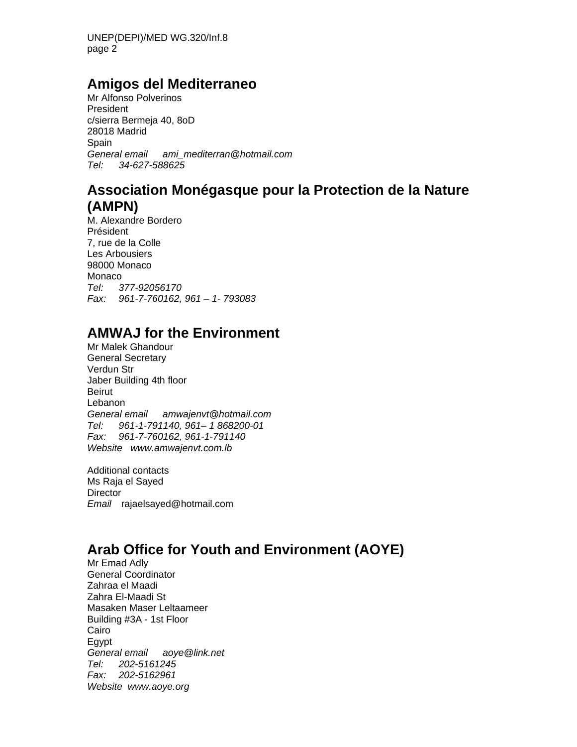## Amigos del Mediterraneo

Mr Alfonso Polverinos
President
c/sierra Bermeja 40, 8oD
28018 Madrid
Spain
*General email* *ami_mediterran@hotmail.com*
*Tel:* *34-627-588625*

## Association Monégasque pour la Protection de la Nature (AMPN)

M. Alexandre Bordero
Président
7, rue de la Colle
Les Arbousiers
98000 Monaco
Monaco
*Tel:* *377-92056170*
*Fax:* *961-7-760162, 961 – 1- 793083*

## AMWAJ for the Environment

Mr Malek Ghandour
General Secretary
Verdun Str
Jaber Building 4th floor
Beirut
Lebanon
*General email* *amwajenvt@hotmail.com*
*Tel:* *961-1-791140, 961– 1 868200-01*
*Fax:* *961-7-760162, 961-1-791140*
*Website* *www.amwajenvt.com.lb*

Additional contacts
Ms Raja el Sayed
Director
*Email* rajaelsayed@hotmail.com

## Arab Office for Youth and Environment (AOYE)

Mr Emad Adly
General Coordinator
Zahraa el Maadi
Zahra El-Maadi St
Masaken Maser Leltaameer
Building #3A - 1st Floor
Cairo
Egypt
*General email* *aoye@link.net*
*Tel:* *202-5161245*
*Fax:* *202-5162961*
*Website* *www.aoye.org*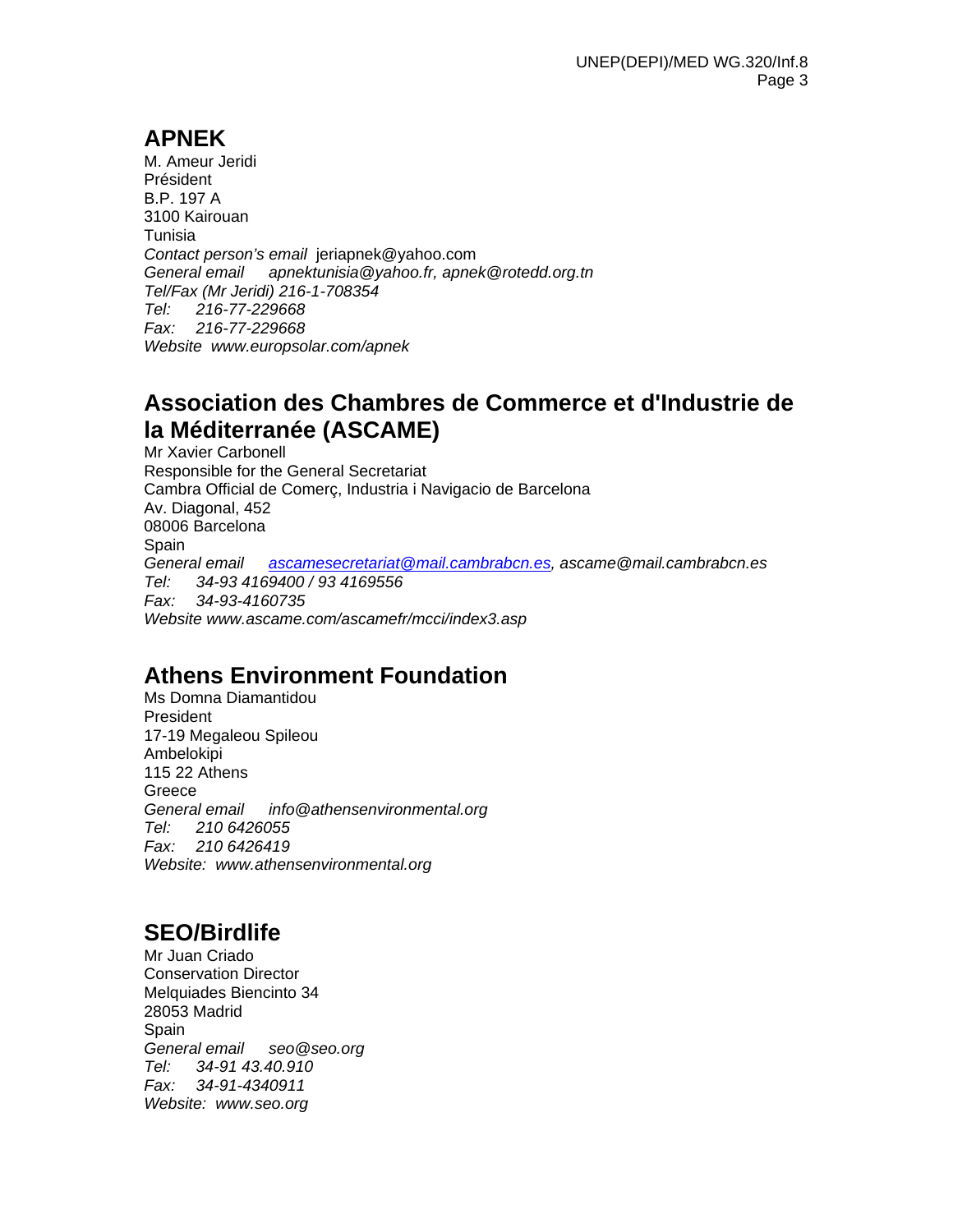## APNEK

M. Ameur Jeridi
Président
B.P. 197 A
3100 Kairouan
Tunisia
*Contact person's email* jeriapnek@yahoo.com
*General email apnektunisia@yahoo.fr, apnek@rotedd.org.tn*
*Tel/Fax (Mr Jeridi) 216-1-708354*
*Tel: 216-77-229668*
*Fax: 216-77-229668*
*Website www.europsolar.com/apnek*

## Association des Chambres de Commerce et d'Industrie de la Méditerranée (ASCAME)

Mr Xavier Carbonell
Responsible for the General Secretariat
Cambra Official de Comerç, Industria i Navigacio de Barcelona
Av. Diagonal, 452
08006 Barcelona
Spain
*General email ascamesecretariat@mail.cambrabcn.es, ascame@mail.cambrabcn.es*
*Tel: 34-93 4169400 / 93 4169556*
*Fax: 34-93-4160735*
*Website www.ascame.com/ascamefr/mcci/index3.asp*

## Athens Environment Foundation

Ms Domna Diamantidou
President
17-19 Megaleou Spileou
Ambelokipi
115 22 Athens
Greece
*General email info@athensenvironmental.org*
*Tel: 210 6426055*
*Fax: 210 6426419*
*Website: www.athensenvironmental.org*

## SEO/Birdlife

Mr Juan Criado
Conservation Director
Melquiades Biencinto 34
28053 Madrid
Spain
*General email seo@seo.org*
*Tel: 34-91 43.40.910*
*Fax: 34-91-4340911*
*Website: www.seo.org*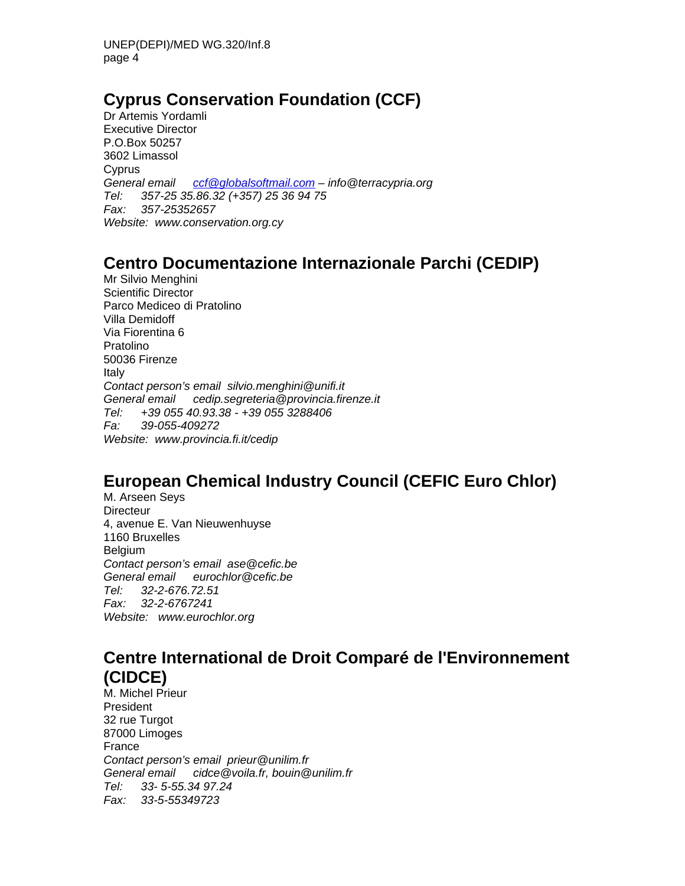## Cyprus Conservation Foundation (CCF)

Dr Artemis Yordamli
Executive Director
P.O.Box 50257
3602 Limassol
Cyprus
*General email   ccf@globalsoftmail.com – info@terracypria.org*
*Tel:   357-25 35.86.32 (+357) 25 36 94 75*
*Fax:   357-25352657*
*Website:  www.conservation.org.cy*

## Centro Documentazione Internazionale Parchi (CEDIP)

Mr Silvio Menghini
Scientific Director
Parco Mediceo di Pratolino
Villa Demidoff
Via Fiorentina 6
Pratolino
50036 Firenze
Italy
*Contact person's email  silvio.menghini@unifi.it*
*General email   cedip.segreteria@provincia.firenze.it*
*Tel:   +39 055 40.93.38 - +39 055 3288406*
*Fa:   39-055-409272*
*Website:  www.provincia.fi.it/cedip*

## European Chemical Industry Council (CEFIC Euro Chlor)

M. Arseen Seys
Directeur
4, avenue E. Van Nieuwenhuyse
1160 Bruxelles
Belgium
*Contact person's email  ase@cefic.be*
*General email   eurochlor@cefic.be*
*Tel:   32-2-676.72.51*
*Fax:   32-2-6767241*
*Website:   www.eurochlor.org*

## Centre International de Droit Comparé de l'Environnement (CIDCE)

M. Michel Prieur
President
32 rue Turgot
87000 Limoges
France
*Contact person's email  prieur@unilim.fr*
*General email   cidce@voila.fr, bouin@unilim.fr*
*Tel:   33- 5-55.34 97.24*
*Fax:   33-5-55349723*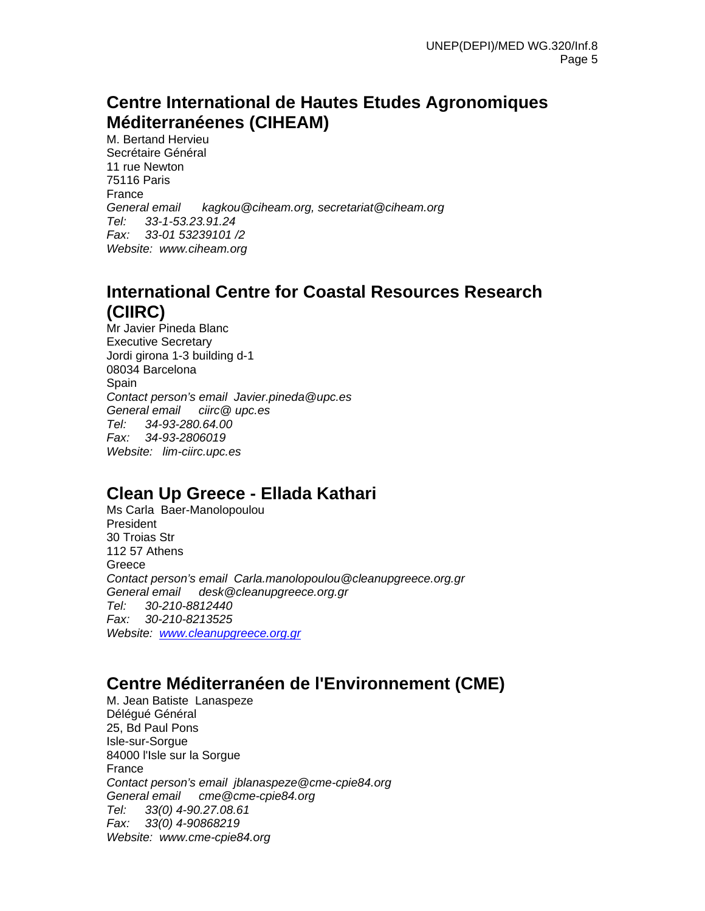## Centre International de Hautes Etudes Agronomiques Méditerranéenes (CIHEAM)

M. Bertand Hervieu
Secrétaire Général
11 rue Newton
75116 Paris
France
*General email* *kagkou@ciheam.org, secretariat@ciheam.org*
*Tel:* *33-1-53.23.91.24*
*Fax:* *33-01 53239101 /2*
*Website:* *www.ciheam.org*

## International Centre for Coastal Resources Research (CIIRC)

Mr Javier Pineda Blanc
Executive Secretary
Jordi girona 1-3 building d-1
08034 Barcelona
Spain
*Contact person's email* *Javier.pineda@upc.es*
*General email* *ciirc@ upc.es*
*Tel:* *34-93-280.64.00*
*Fax:* *34-93-2806019*
*Website:* *lim-ciirc.upc.es*

## Clean Up Greece - Ellada Kathari

Ms Carla Baer-Manolopoulou
President
30 Troias Str
112 57 Athens
Greece
*Contact person's email* *Carla.manolopoulou@cleanupgreece.org.gr*
*General email* *desk@cleanupgreece.org.gr*
*Tel:* *30-210-8812440*
*Fax:* *30-210-8213525*
*Website:* *www.cleanupgreece.org.gr*

## Centre Méditerranéen de l'Environnement (CME)

M. Jean Batiste Lanaspeze
Délégué Général
25, Bd Paul Pons
Isle-sur-Sorgue
84000 l'Isle sur la Sorgue
France
*Contact person's email* *jblanaspeze@cme-cpie84.org*
*General email* *cme@cme-cpie84.org*
*Tel:* *33(0) 4-90.27.08.61*
*Fax:* *33(0) 4-90868219*
*Website:* *www.cme-cpie84.org*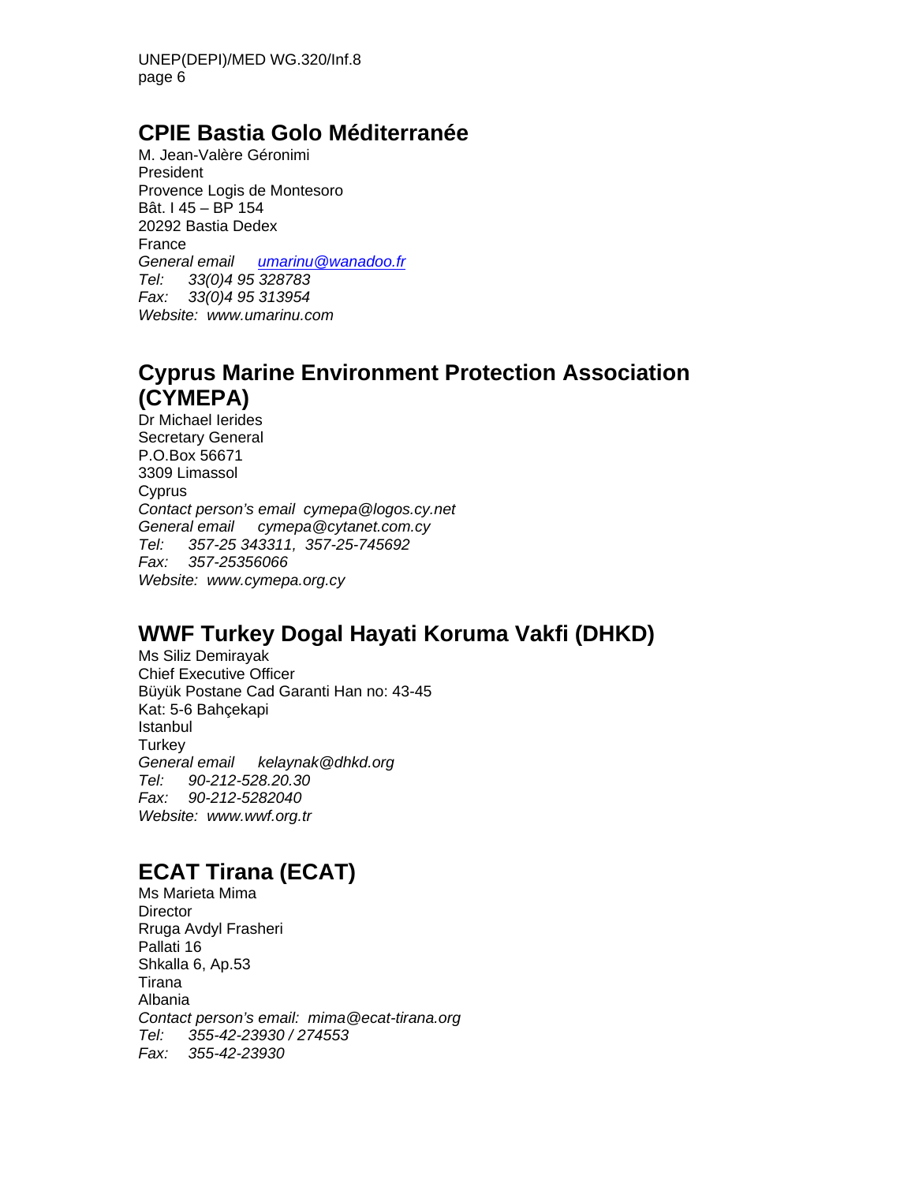## CPIE Bastia Golo Méditerranée

M. Jean-Valère Géronimi
President
Provence Logis de Montesoro
Bât. I 45 – BP 154
20292 Bastia Dedex
France
*General email* [umarinu@wanadoo.fr](mailto:umarinu@wanadoo.fr)
*Tel: 33(0)4 95 328783*
*Fax: 33(0)4 95 313954*
*Website: www.umarinu.com*

## Cyprus Marine Environment Protection Association (CYMEPA)

Dr Michael Ierides
Secretary General
P.O.Box 56671
3309 Limassol
Cyprus
*Contact person's email cymepa@logos.cy.net*
*General email cymepa@cytanet.com.cy*
*Tel: 357-25 343311, 357-25-745692*
*Fax: 357-25356066*
*Website: www.cymepa.org.cy*

## WWF Turkey Dogal Hayati Koruma Vakfi (DHKD)

Ms Siliz Demirayak
Chief Executive Officer
Büyük Postane Cad Garanti Han no: 43-45
Kat: 5-6 Bahçekapi
Istanbul
Turkey
*General email kelaynak@dhkd.org*
*Tel: 90-212-528.20.30*
*Fax: 90-212-5282040*
*Website: www.wwf.org.tr*

## ECAT Tirana (ECAT)

Ms Marieta Mima
Director
Rruga Avdyl Frasheri
Pallati 16
Shkalla 6, Ap.53
Tirana
Albania
*Contact person's email: mima@ecat-tirana.org*
*Tel: 355-42-23930 / 274553*
*Fax: 355-42-23930*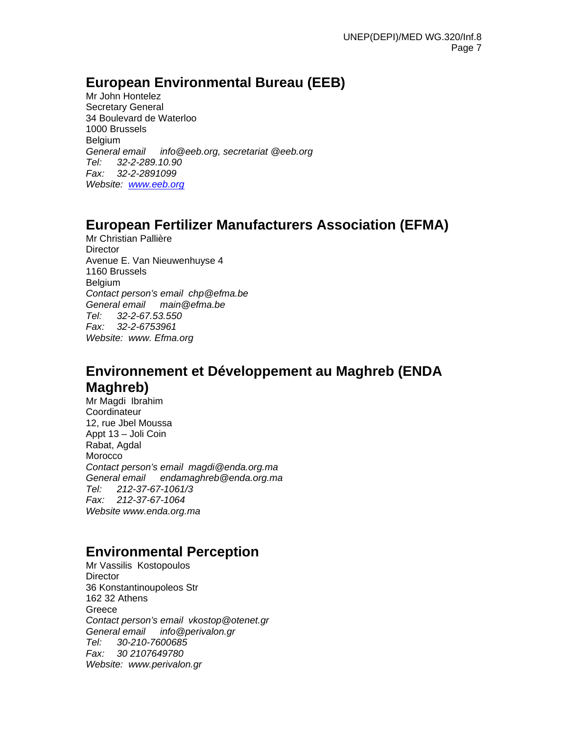## European Environmental Bureau (EEB)

Mr John Hontelez
Secretary General
34 Boulevard de Waterloo
1000 Brussels
Belgium
*General email info@eeb.org, secretariat @eeb.org*
*Tel: 32-2-289.10.90*
*Fax: 32-2-2891099*
*Website: www.eeb.org*

## European Fertilizer Manufacturers Association (EFMA)

Mr Christian Pallière
Director
Avenue E. Van Nieuwenhuyse 4
1160 Brussels
Belgium
*Contact person's email chp@efma.be*
*General email main@efma.be*
*Tel: 32-2-67.53.550*
*Fax: 32-2-6753961*
*Website: www. Efma.org*

## Environnement et Développement au Maghreb (ENDA Maghreb)

Mr Magdi Ibrahim
Coordinateur
12, rue Jbel Moussa
Appt 13 – Joli Coin
Rabat, Agdal
Morocco
*Contact person's email magdi@enda.org.ma*
*General email endamaghreb@enda.org.ma*
*Tel: 212-37-67-1061/3*
*Fax: 212-37-67-1064*
*Website www.enda.org.ma*

## Environmental Perception

Mr Vassilis Kostopoulos
Director
36 Konstantinoupoleos Str
162 32 Athens
Greece
*Contact person's email vkostop@otenet.gr*
*General email info@perivalon.gr*
*Tel: 30-210-7600685*
*Fax: 30 2107649780*
*Website: www.perivalon.gr*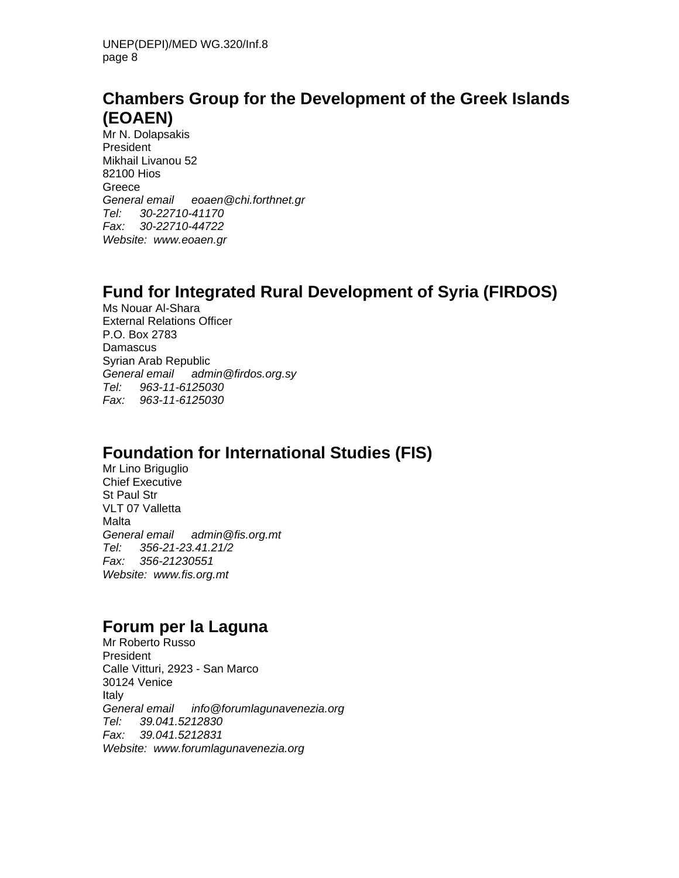## Chambers Group for the Development of the Greek Islands (EOAEN)

Mr N. Dolapsakis
President
Mikhail Livanou 52
82100 Hios
Greece
*General email* *eoaen@chi.forthnet.gr*
*Tel:* *30-22710-41170*
*Fax:* *30-22710-44722*
*Website:* *www.eoaen.gr*

## Fund for Integrated Rural Development of Syria (FIRDOS)

Ms Nouar Al-Shara
External Relations Officer
P.O. Box 2783
Damascus
Syrian Arab Republic
*General email* *admin@firdos.org.sy*
*Tel:* *963-11-6125030*
*Fax:* *963-11-6125030*

## Foundation for International Studies (FIS)

Mr Lino Briguglio
Chief Executive
St Paul Str
VLT 07 Valletta
Malta
*General email* *admin@fis.org.mt*
*Tel:* *356-21-23.41.21/2*
*Fax:* *356-21230551*
*Website:* *www.fis.org.mt*

## Forum per la Laguna

Mr Roberto Russo
President
Calle Vitturi, 2923 - San Marco
30124 Venice
Italy
*General email* *info@forumlagunavenezia.org*
*Tel:* *39.041.5212830*
*Fax:* *39.041.5212831*
*Website:* *www.forumlagunavenezia.org*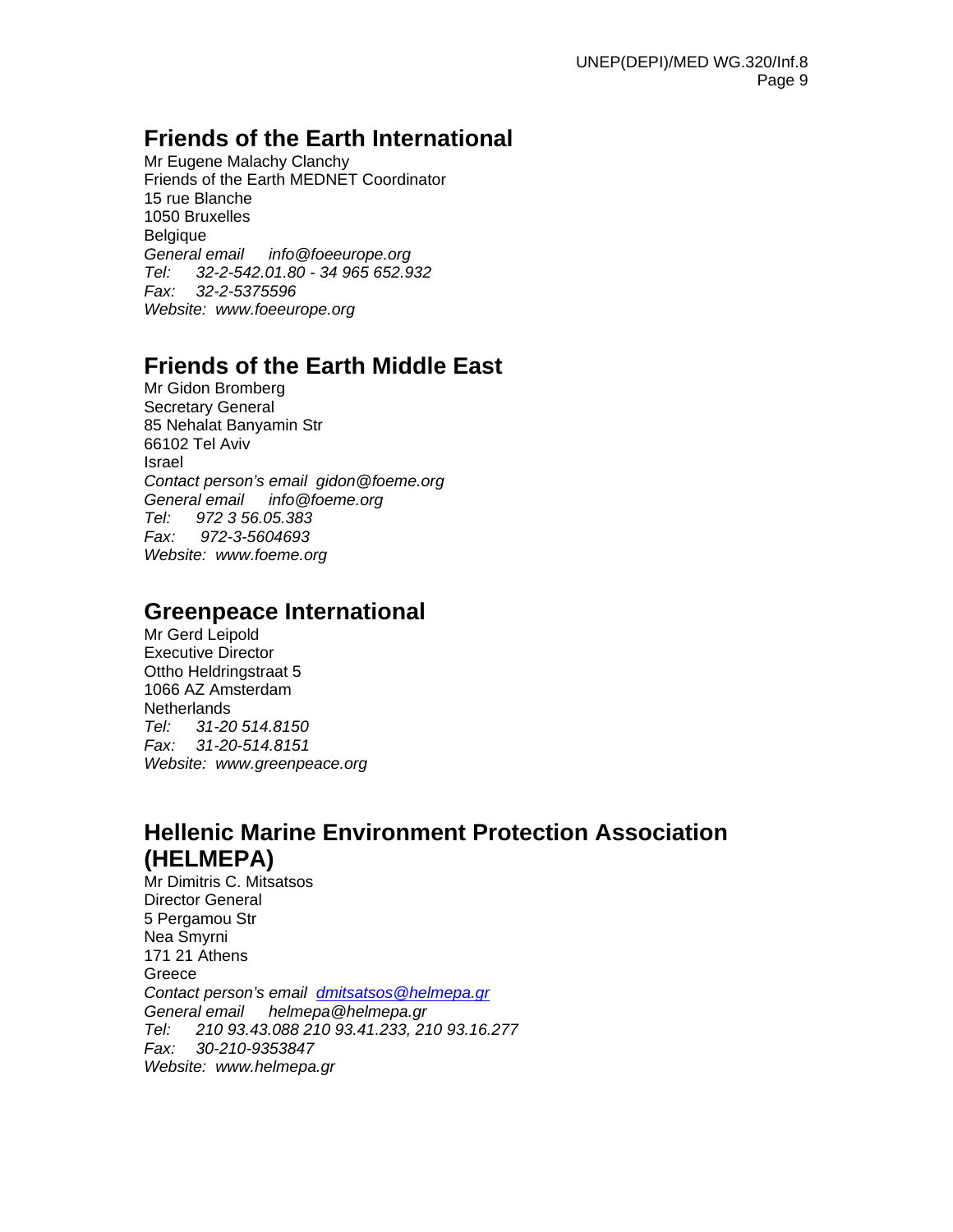## Friends of the Earth International

Mr Eugene Malachy Clanchy
Friends of the Earth MEDNET Coordinator
15 rue Blanche
1050 Bruxelles
Belgique
*General email  info@foeeurope.org*
*Tel:  32-2-542.01.80 - 34 965 652.932*
*Fax:  32-2-5375596*
*Website:  www.foeeurope.org*

## Friends of the Earth Middle East

Mr Gidon Bromberg
Secretary General
85 Nehalat Banyamin Str
66102 Tel Aviv
Israel
*Contact person's email  gidon@foeme.org*
*General email  info@foeme.org*
*Tel:  972 3 56.05.383*
*Fax:  972-3-5604693*
*Website:  www.foeme.org*

## Greenpeace International

Mr Gerd Leipold
Executive Director
Ottho Heldringstraat 5
1066 AZ Amsterdam
Netherlands
*Tel:  31-20 514.8150*
*Fax:  31-20-514.8151*
*Website:  www.greenpeace.org*

## Hellenic Marine Environment Protection Association (HELMEPA)

Mr Dimitris C. Mitsatsos
Director General
5 Pergamou Str
Nea Smyrni
171 21 Athens
Greece
*Contact person's email  dmitsatsos@helmepa.gr*
*General email  helmepa@helmepa.gr*
*Tel:  210 93.43.088 210 93.41.233, 210 93.16.277*
*Fax:  30-210-9353847*
*Website:  www.helmepa.gr*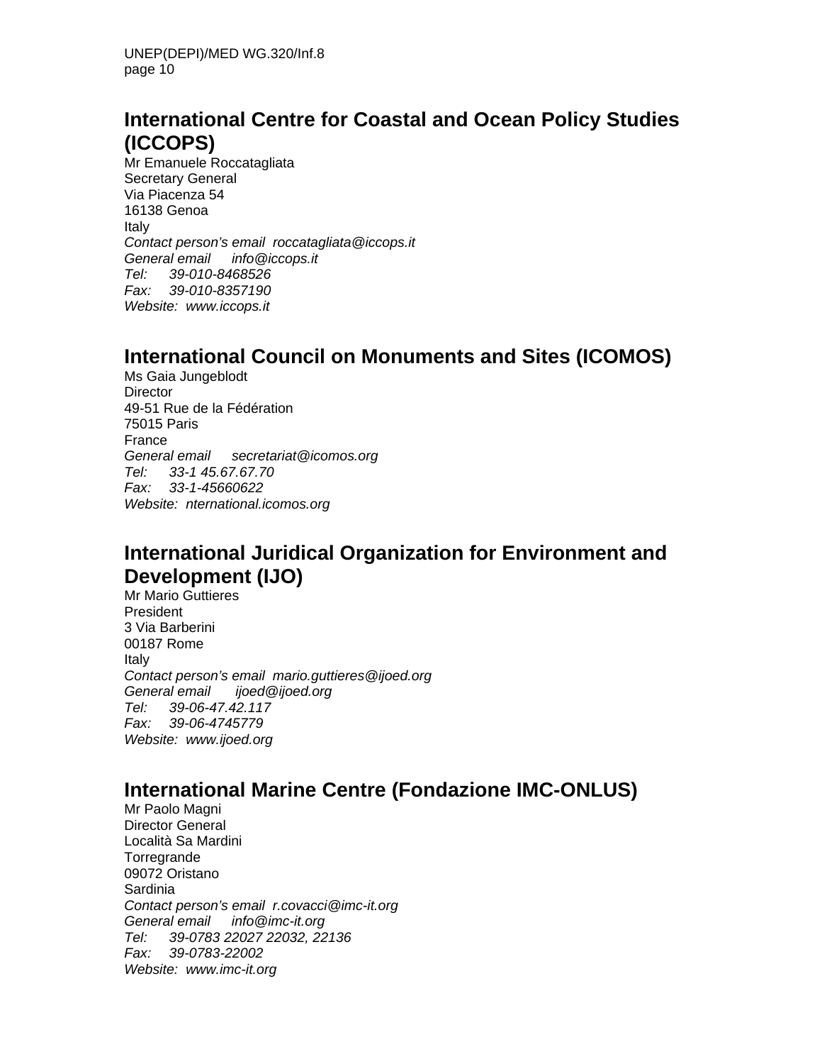## International Centre for Coastal and Ocean Policy Studies (ICCOPS)

Mr Emanuele Roccatagliata
Secretary General
Via Piacenza 54
16138 Genoa
Italy
*Contact person's email roccatagliata@iccops.it*
*General email info@iccops.it*
*Tel: 39-010-8468526*
*Fax: 39-010-8357190*
*Website: www.iccops.it*

## International Council on Monuments and Sites (ICOMOS)

Ms Gaia Jungeblodt
Director
49-51 Rue de la Fédération
75015 Paris
France
*General email secretariat@icomos.org*
*Tel: 33-1 45.67.67.70*
*Fax: 33-1-45660622*
*Website: nternational.icomos.org*

## International Juridical Organization for Environment and Development (IJO)

Mr Mario Guttieres
President
3 Via Barberini
00187 Rome
Italy
*Contact person's email mario.guttieres@ijoed.org*
*General email ijoed@ijoed.org*
*Tel: 39-06-47.42.117*
*Fax: 39-06-4745779*
*Website: www.ijoed.org*

## International Marine Centre (Fondazione IMC-ONLUS)

Mr Paolo Magni
Director General
Località Sa Mardini
Torregrande
09072 Oristano
Sardinia
*Contact person's email r.covacci@imc-it.org*
*General email info@imc-it.org*
*Tel: 39-0783 22027 22032, 22136*
*Fax: 39-0783-22002*
*Website: www.imc-it.org*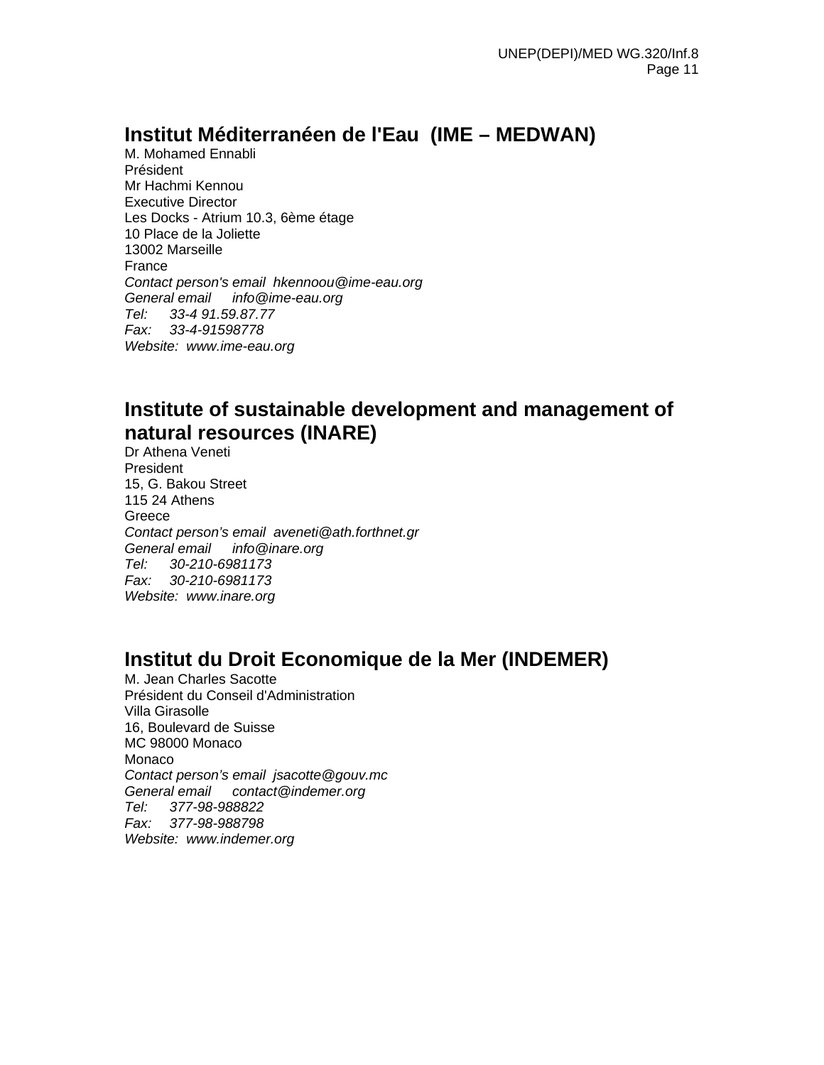## Institut Méditerranéen de l'Eau (IME – MEDWAN)

M. Mohamed Ennabli
Président
Mr Hachmi Kennou
Executive Director
Les Docks - Atrium 10.3, 6ème étage
10 Place de la Joliette
13002 Marseille
France
*Contact person's email hkennoou@ime-eau.org*
*General email info@ime-eau.org*
*Tel: 33-4 91.59.87.77*
*Fax: 33-4-91598778*
*Website: www.ime-eau.org*

## Institute of sustainable development and management of natural resources (INARE)

Dr Athena Veneti
President
15, G. Bakou Street
115 24 Athens
Greece
*Contact person's email aveneti@ath.forthnet.gr*
*General email info@inare.org*
*Tel: 30-210-6981173*
*Fax: 30-210-6981173*
*Website: www.inare.org*

## Institut du Droit Economique de la Mer (INDEMER)

M. Jean Charles Sacotte
Président du Conseil d'Administration
Villa Girasolle
16, Boulevard de Suisse
MC 98000 Monaco
Monaco
*Contact person's email jsacotte@gouv.mc*
*General email contact@indemer.org*
*Tel: 377-98-988822*
*Fax: 377-98-988798*
*Website: www.indemer.org*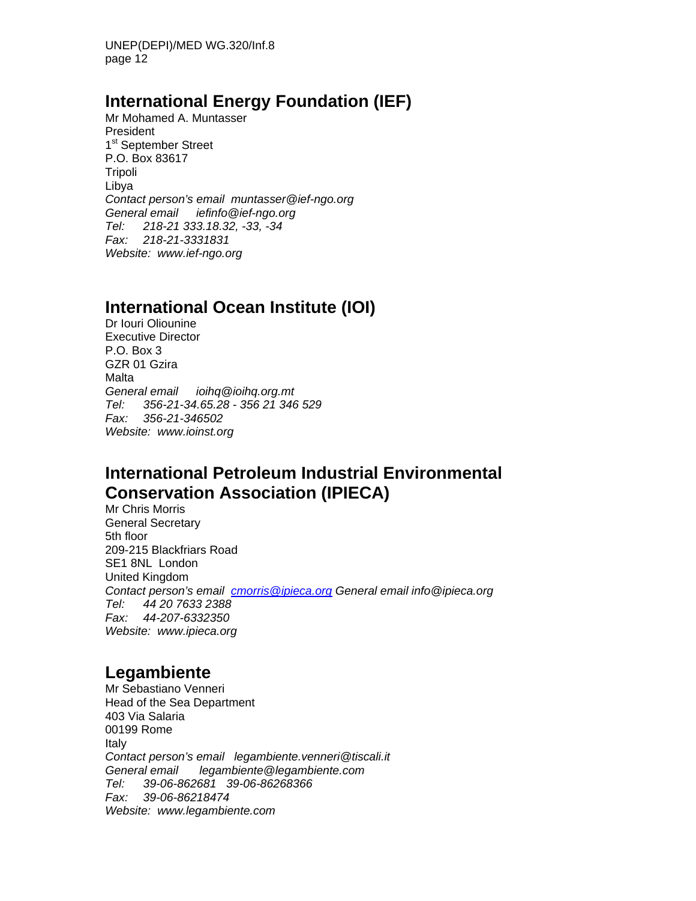## International Energy Foundation (IEF)

Mr Mohamed A. Muntasser
President
1st September Street
P.O. Box 83617
Tripoli
Libya
*Contact person's email muntasser@ief-ngo.org*
*General email iefinfo@ief-ngo.org*
*Tel: 218-21 333.18.32, -33, -34*
*Fax: 218-21-3331831*
*Website: www.ief-ngo.org*

## International Ocean Institute (IOI)

Dr Iouri Oliounine
Executive Director
P.O. Box 3
GZR 01 Gzira
Malta
*General email ioihq@ioihq.org.mt*
*Tel: 356-21-34.65.28 - 356 21 346 529*
*Fax: 356-21-346502*
*Website: www.ioinst.org*

## International Petroleum Industrial Environmental Conservation Association (IPIECA)

Mr Chris Morris
General Secretary
5th floor
209-215 Blackfriars Road
SE1 8NL London
United Kingdom
*Contact person's email cmorris@ipieca.org General email info@ipieca.org*
*Tel: 44 20 7633 2388*
*Fax: 44-207-6332350*
*Website: www.ipieca.org*

## Legambiente

Mr Sebastiano Venneri
Head of the Sea Department
403 Via Salaria
00199 Rome
Italy
*Contact person's email legambiente.venneri@tiscali.it*
*General email legambiente@legambiente.com*
*Tel: 39-06-862681 39-06-86268366*
*Fax: 39-06-86218474*
*Website: www.legambiente.com*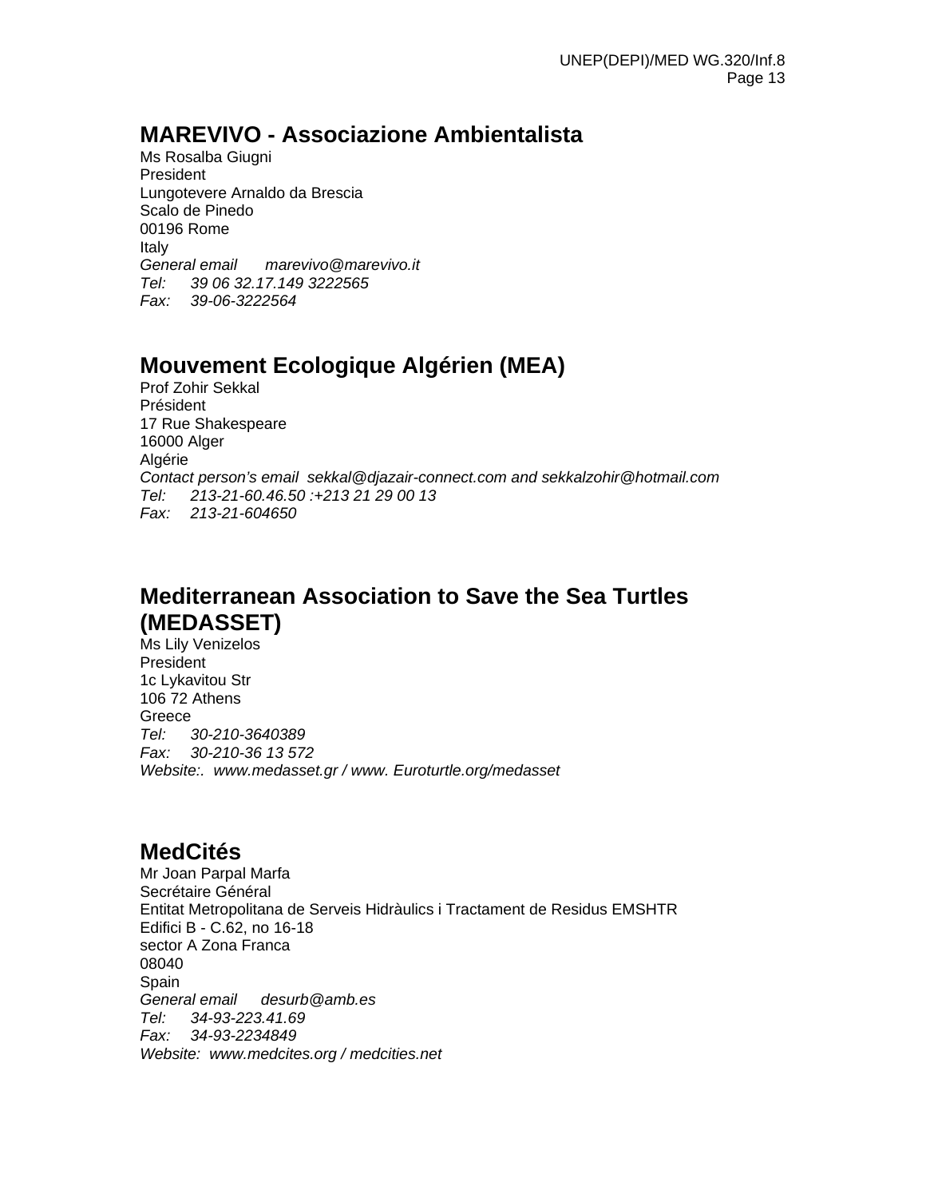## MAREVIVO - Associazione Ambientalista

Ms Rosalba Giugni  
President  
Lungotevere Arnaldo da Brescia  
Scalo de Pinedo  
00196 Rome  
Italy  
*General email marevivo@marevivo.it*  
*Tel: 39 06 32.17.149 3222565*  
*Fax: 39-06-3222564*

## Mouvement Ecologique Algérien (MEA)

Prof Zohir Sekkal  
Président  
17 Rue Shakespeare  
16000 Alger  
Algérie  
*Contact person's email sekkal@djazair-connect.com and sekkalzohir@hotmail.com*  
*Tel: 213-21-60.46.50 :+213 21 29 00 13*  
*Fax: 213-21-604650*

## Mediterranean Association to Save the Sea Turtles (MEDASSET)

Ms Lily Venizelos  
President  
1c Lykavitou Str  
106 72 Athens  
Greece  
*Tel: 30-210-3640389*  
*Fax: 30-210-36 13 572*  
*Website:. www.medasset.gr / www. Euroturtle.org/medasset*

## MedCités

Mr Joan Parpal Marfa  
Secrétaire Général  
Entitat Metropolitana de Serveis Hidràulics i Tractament de Residus EMSHTR  
Edifici B - C.62, no 16-18  
sector A Zona Franca  
08040  
Spain  
*General email desurb@amb.es*  
*Tel: 34-93-223.41.69*  
*Fax: 34-93-2234849*  
*Website: www.medcites.org / medcities.net*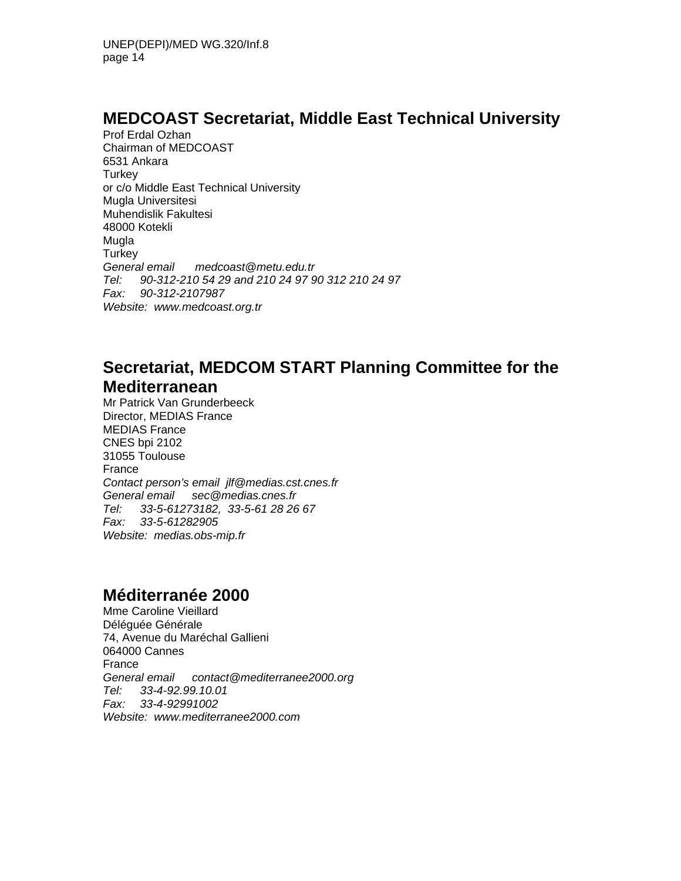## MEDCOAST Secretariat, Middle East Technical University

Prof Erdal Ozhan
Chairman of MEDCOAST
6531 Ankara
Turkey
or c/o Middle East Technical University
Mugla Universitesi
Muhendislik Fakultesi
48000 Kotekli
Mugla
Turkey
*General email      medcoast@metu.edu.tr*
*Tel:     90-312-210 54 29 and 210 24 97 90 312 210 24 97*
*Fax:    90-312-2107987*
*Website:  www.medcoast.org.tr*

## Secretariat, MEDCOM START Planning Committee for the Mediterranean

Mr Patrick Van Grunderbeeck
Director, MEDIAS France
MEDIAS France
CNES bpi 2102
31055 Toulouse
France
*Contact person's email  jlf@medias.cst.cnes.fr*
*General email     sec@medias.cnes.fr*
*Tel:     33-5-61273182,  33-5-61 28 26 67*
*Fax:    33-5-61282905*
*Website:  medias.obs-mip.fr*

## Méditerranée 2000

Mme Caroline Vieillard
Déléguée Générale
74, Avenue du Maréchal Gallieni
064000 Cannes
France
*General email     contact@mediterranee2000.org*
*Tel:     33-4-92.99.10.01*
*Fax:    33-4-92991002*
*Website:  www.mediterranee2000.com*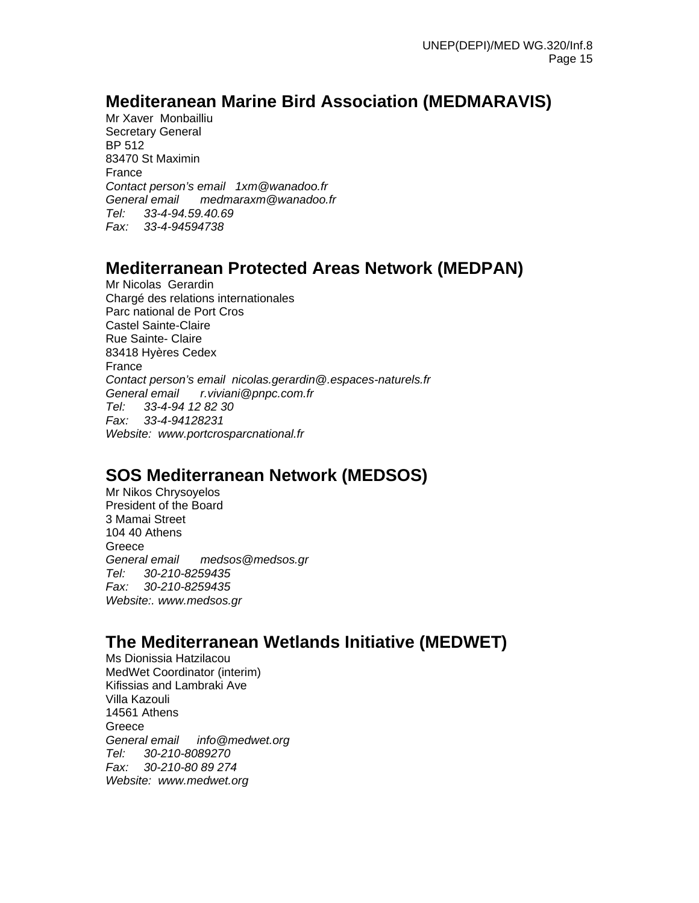## Mediteranean Marine Bird Association (MEDMARAVIS)

Mr Xaver Monbailliu
Secretary General
BP 512
83470 St Maximin
France
*Contact person's email 1xm@wanadoo.fr*
*General email medmaraxm@wanadoo.fr*
*Tel: 33-4-94.59.40.69*
*Fax: 33-4-94594738*

## Mediterranean Protected Areas Network (MEDPAN)

Mr Nicolas Gerardin
Chargé des relations internationales
Parc national de Port Cros
Castel Sainte-Claire
Rue Sainte- Claire
83418 Hyères Cedex
France
*Contact person's email nicolas.gerardin@.espaces-naturels.fr*
*General email r.viviani@pnpc.com.fr*
*Tel: 33-4-94 12 82 30*
*Fax: 33-4-94128231*
*Website: www.portcrosparcnational.fr*

## SOS Mediterranean Network (MEDSOS)

Mr Nikos Chrysoyelos
President of the Board
3 Mamai Street
104 40 Athens
Greece
*General email medsos@medsos.gr*
*Tel: 30-210-8259435*
*Fax: 30-210-8259435*
*Website:. www.medsos.gr*

## The Mediterranean Wetlands Initiative (MEDWET)

Ms Dionissia Hatzilacou
MedWet Coordinator (interim)
Kifissias and Lambraki Ave
Villa Kazouli
14561 Athens
Greece
*General email info@medwet.org*
*Tel: 30-210-8089270*
*Fax: 30-210-80 89 274*
*Website: www.medwet.org*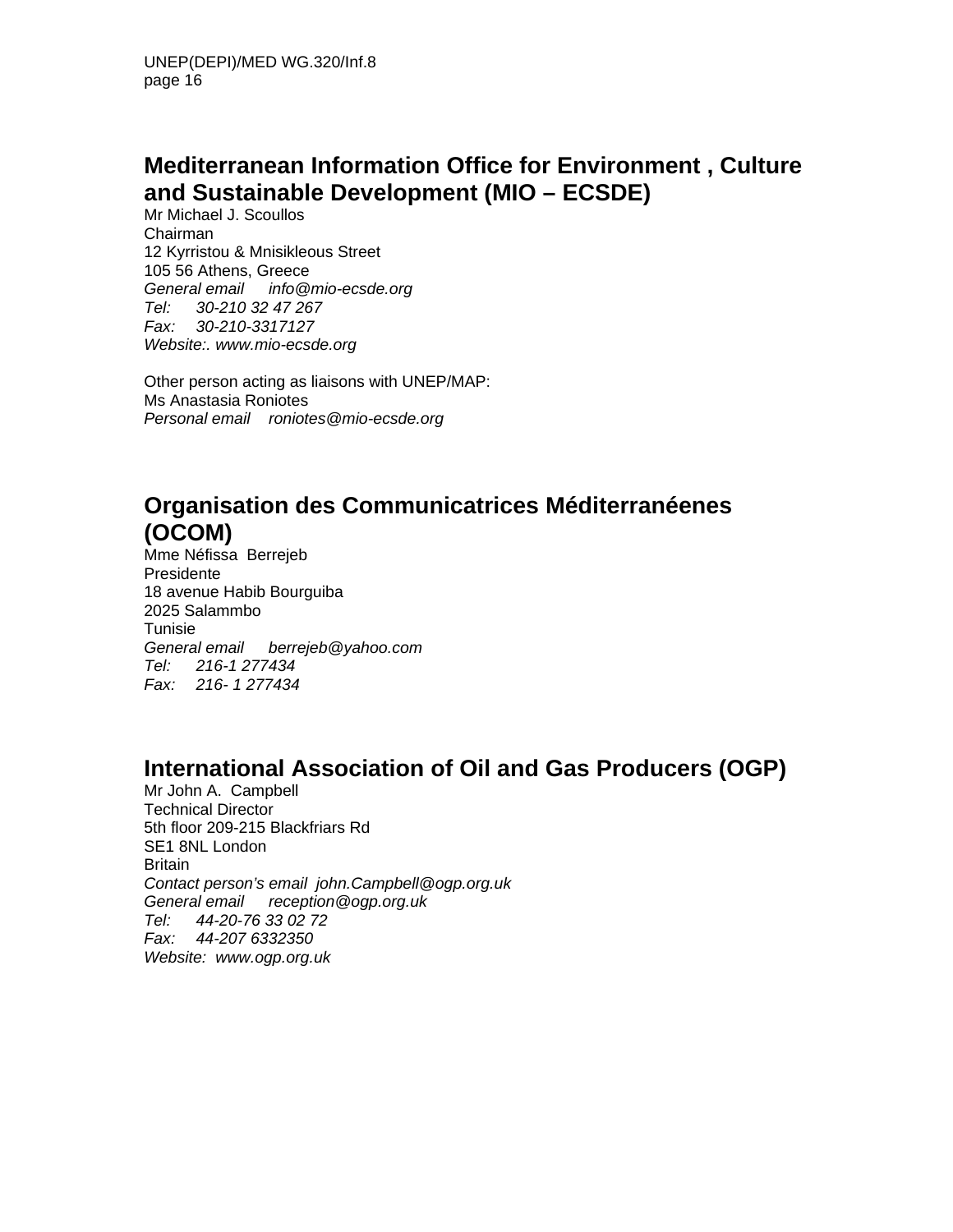## Mediterranean Information Office for Environment , Culture and Sustainable Development (MIO – ECSDE)

Mr Michael J. Scoullos
Chairman
12 Kyrristou & Mnisikleous Street
105 56 Athens, Greece
*General email info@mio-ecsde.org*
*Tel: 30-210 32 47 267*
*Fax: 30-210-3317127*
*Website:. www.mio-ecsde.org*

Other person acting as liaisons with UNEP/MAP:
Ms Anastasia Roniotes
*Personal email roniotes@mio-ecsde.org*

## Organisation des Communicatrices Méditerranéenes (OCOM)

Mme Néfissa Berrejeb
Presidente
18 avenue Habib Bourguiba
2025 Salammbo
Tunisie
*General email berrejeb@yahoo.com*
*Tel: 216-1 277434*
*Fax: 216- 1 277434*

## International Association of Oil and Gas Producers (OGP)

Mr John A. Campbell
Technical Director
5th floor 209-215 Blackfriars Rd
SE1 8NL London
Britain
*Contact person's email john.Campbell@ogp.org.uk*
*General email reception@ogp.org.uk*
*Tel: 44-20-76 33 02 72*
*Fax: 44-207 6332350*
*Website: www.ogp.org.uk*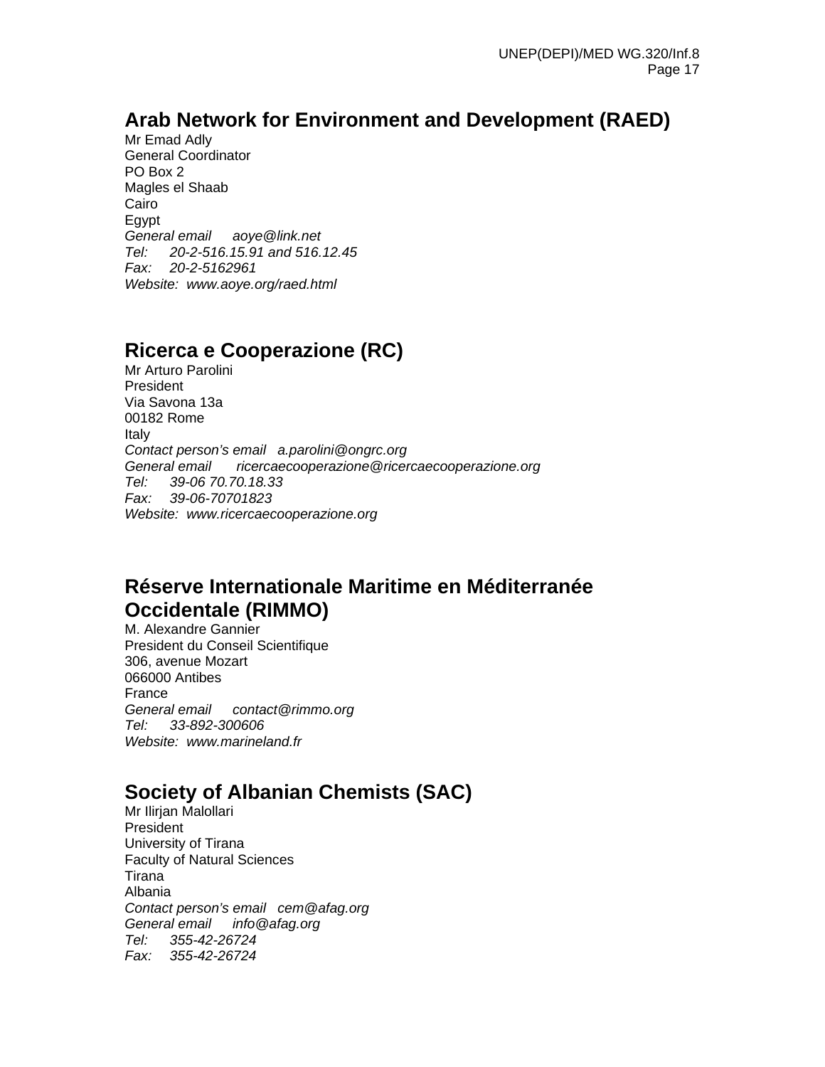## Arab Network for Environment and Development (RAED)

Mr Emad Adly
General Coordinator
PO Box 2
Magles el Shaab
Cairo
Egypt
*General email   aoye@link.net*
*Tel:   20-2-516.15.91 and 516.12.45*
*Fax:   20-2-5162961*
*Website:  www.aoye.org/raed.html*

## Ricerca e Cooperazione (RC)

Mr Arturo Parolini
President
Via Savona 13a
00182 Rome
Italy
*Contact person's email   a.parolini@ongrc.org*
*General email   ricercaecooperazione@ricercaecooperazione.org*
*Tel:   39-06 70.70.18.33*
*Fax:   39-06-70701823*
*Website:  www.ricercaecooperazione.org*

## Réserve Internationale Maritime en Méditerranée Occidentale (RIMMO)

M. Alexandre Gannier
President du Conseil Scientifique
306, avenue Mozart
066000 Antibes
France
*General email   contact@rimmo.org*
*Tel:   33-892-300606*
*Website:  www.marineland.fr*

## Society of Albanian Chemists (SAC)

Mr Ilirjan Malollari
President
University of Tirana
Faculty of Natural Sciences
Tirana
Albania
*Contact person's email   cem@afag.org*
*General email   info@afag.org*
*Tel:   355-42-26724*
*Fax:   355-42-26724*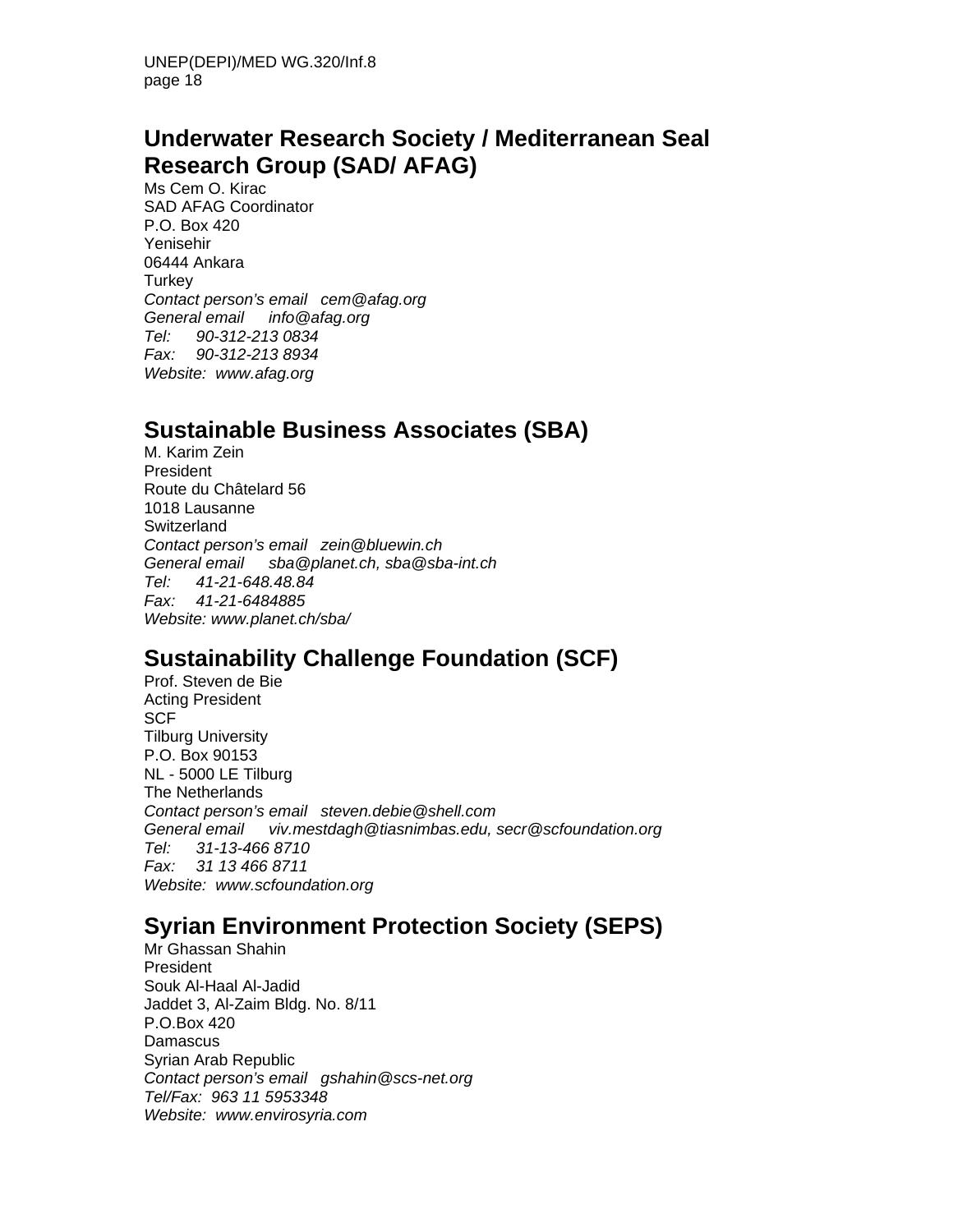## Underwater Research Society / Mediterranean Seal Research Group (SAD/ AFAG)

Ms Cem O. Kirac
SAD AFAG Coordinator
P.O. Box 420
Yenisehir
06444 Ankara
Turkey
*Contact person's email cem@afag.org*
*General email info@afag.org*
*Tel: 90-312-213 0834*
*Fax: 90-312-213 8934*
*Website: www.afag.org*

## Sustainable Business Associates (SBA)

M. Karim Zein
President
Route du Châtelard 56
1018 Lausanne
Switzerland
*Contact person's email zein@bluewin.ch*
*General email sba@planet.ch, sba@sba-int.ch*
*Tel: 41-21-648.48.84*
*Fax: 41-21-6484885*
*Website: www.planet.ch/sba/*

## Sustainability Challenge Foundation (SCF)

Prof. Steven de Bie
Acting President
SCF
Tilburg University
P.O. Box 90153
NL - 5000 LE Tilburg
The Netherlands
*Contact person's email steven.debie@shell.com*
*General email viv.mestdagh@tiasnimbas.edu, secr@scfoundation.org*
*Tel: 31-13-466 8710*
*Fax: 31 13 466 8711*
*Website: www.scfoundation.org*

## Syrian Environment Protection Society (SEPS)

Mr Ghassan Shahin
President
Souk Al-Haal Al-Jadid
Jaddet 3, Al-Zaim Bldg. No. 8/11
P.O.Box 420
Damascus
Syrian Arab Republic
*Contact person's email gshahin@scs-net.org*
*Tel/Fax: 963 11 5953348*
*Website: www.envirosyria.com*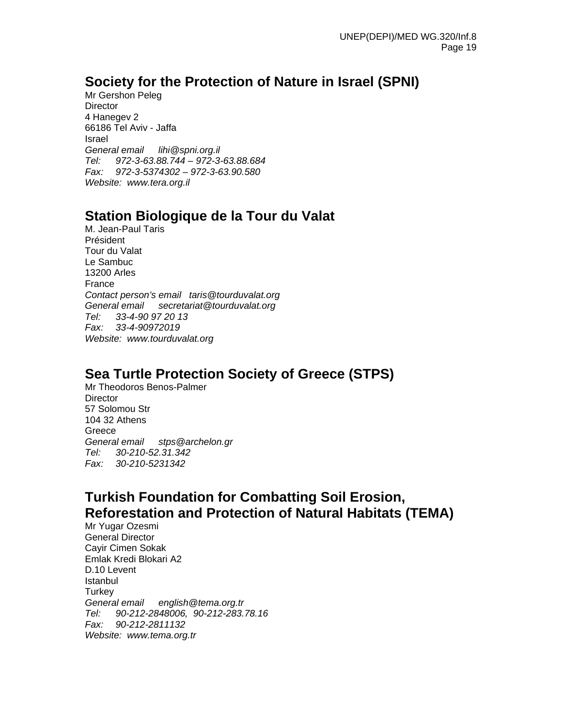## Society for the Protection of Nature in Israel (SPNI)

Mr Gershon Peleg  
Director  
4 Hanegev 2  
66186 Tel Aviv - Jaffa  
Israel  
*General email lihi@spni.org.il*  
*Tel: 972-3-63.88.744 – 972-3-63.88.684*  
*Fax: 972-3-5374302 – 972-3-63.90.580*  
*Website: www.tera.org.il*

## Station Biologique de la Tour du Valat

M. Jean-Paul Taris  
Président  
Tour du Valat  
Le Sambuc  
13200 Arles  
France  
*Contact person's email taris@tourduvalat.org*  
*General email secretariat@tourduvalat.org*  
*Tel: 33-4-90 97 20 13*  
*Fax: 33-4-90972019*  
*Website: www.tourduvalat.org*

## Sea Turtle Protection Society of Greece (STPS)

Mr Theodoros Benos-Palmer  
Director  
57 Solomou Str  
104 32 Athens  
Greece  
*General email stps@archelon.gr*  
*Tel: 30-210-52.31.342*  
*Fax: 30-210-5231342*

## Turkish Foundation for Combatting Soil Erosion, Reforestation and Protection of Natural Habitats (TEMA)

Mr Yugar Ozesmi  
General Director  
Cayir Cimen Sokak  
Emlak Kredi Blokari A2  
D.10 Levent  
Istanbul  
Turkey  
*General email english@tema.org.tr*  
*Tel: 90-212-2848006, 90-212-283.78.16*  
*Fax: 90-212-2811132*  
*Website: www.tema.org.tr*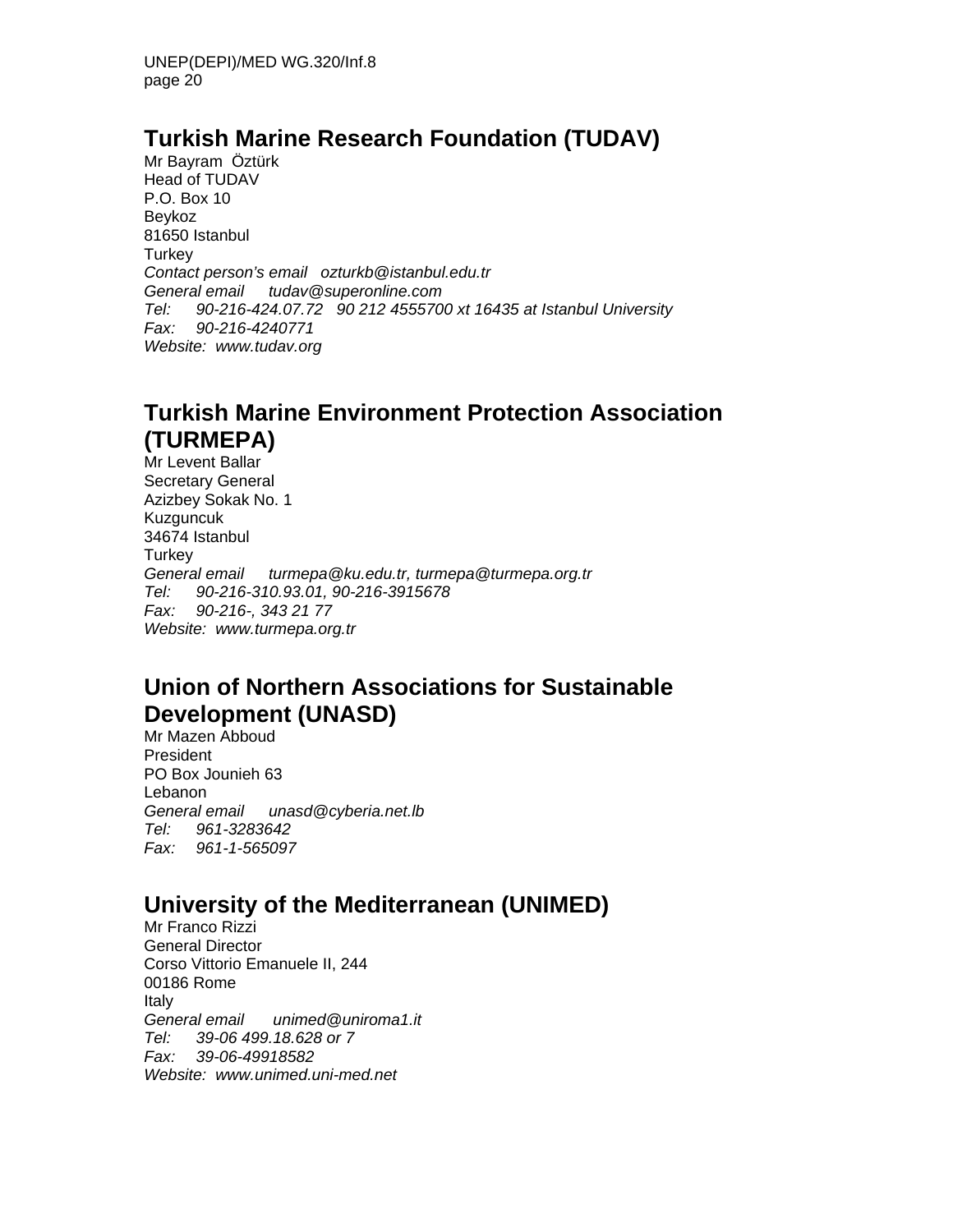## Turkish Marine Research Foundation (TUDAV)

Mr Bayram Öztürk
Head of TUDAV
P.O. Box 10
Beykoz
81650 Istanbul
Turkey
*Contact person's email ozturkb@istanbul.edu.tr*
*General email tudav@superonline.com*
*Tel: 90-216-424.07.72 90 212 4555700 xt 16435 at Istanbul University*
*Fax: 90-216-4240771*
*Website: www.tudav.org*

## Turkish Marine Environment Protection Association (TURMEPA)

Mr Levent Ballar
Secretary General
Azizbey Sokak No. 1
Kuzguncuk
34674 Istanbul
Turkey
*General email turmepa@ku.edu.tr, turmepa@turmepa.org.tr*
*Tel: 90-216-310.93.01, 90-216-3915678*
*Fax: 90-216-, 343 21 77*
*Website: www.turmepa.org.tr*

## Union of Northern Associations for Sustainable Development (UNASD)

Mr Mazen Abboud
President
PO Box Jounieh 63
Lebanon
*General email unasd@cyberia.net.lb*
*Tel: 961-3283642*
*Fax: 961-1-565097*

## University of the Mediterranean (UNIMED)

Mr Franco Rizzi
General Director
Corso Vittorio Emanuele II, 244
00186 Rome
Italy
*General email unimed@uniroma1.it*
*Tel: 39-06 499.18.628 or 7*
*Fax: 39-06-49918582*
*Website: www.unimed.uni-med.net*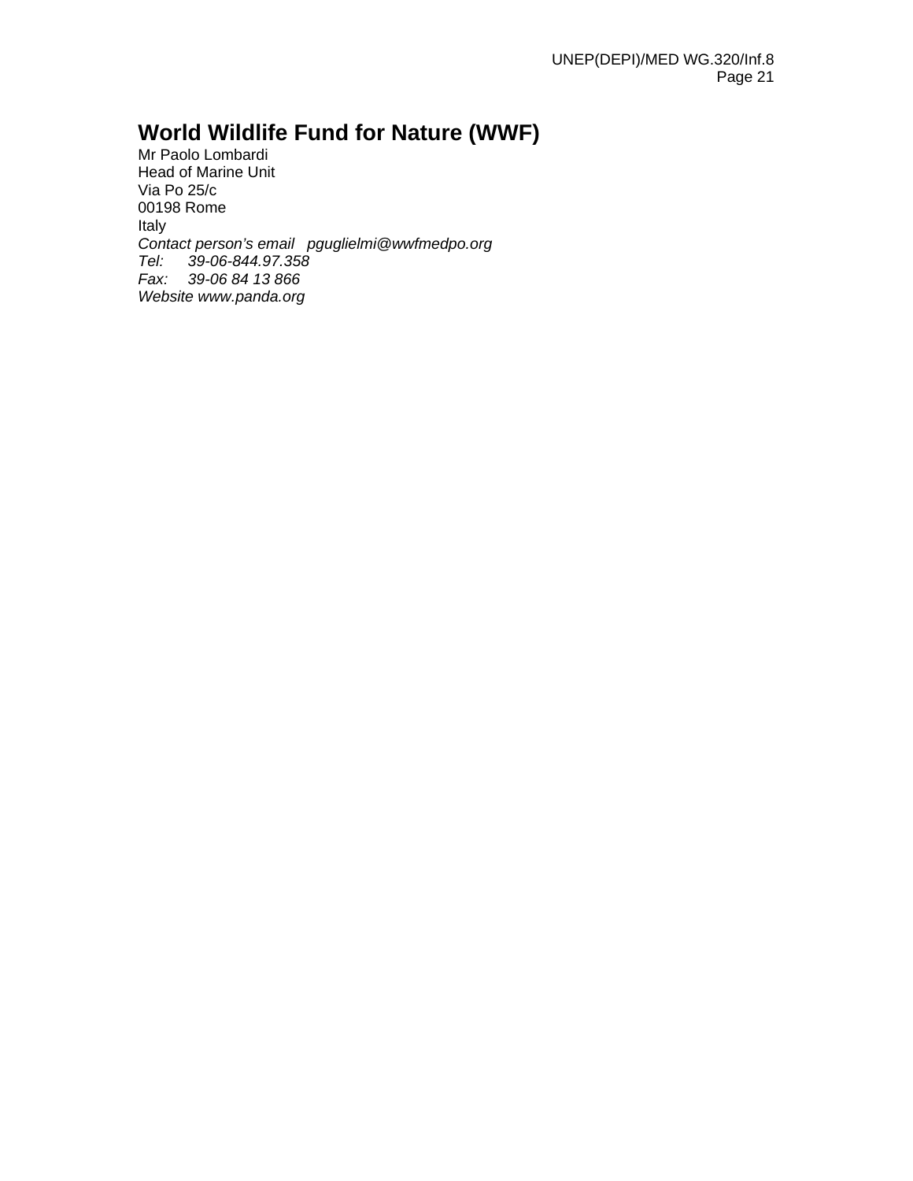## World Wildlife Fund for Nature (WWF)

Mr Paolo Lombardi
Head of Marine Unit
Via Po 25/c
00198 Rome
Italy
*Contact person's email pguglielmi@wwfmedpo.org*
*Tel: 39-06-844.97.358*
*Fax: 39-06 84 13 866*
*Website www.panda.org*